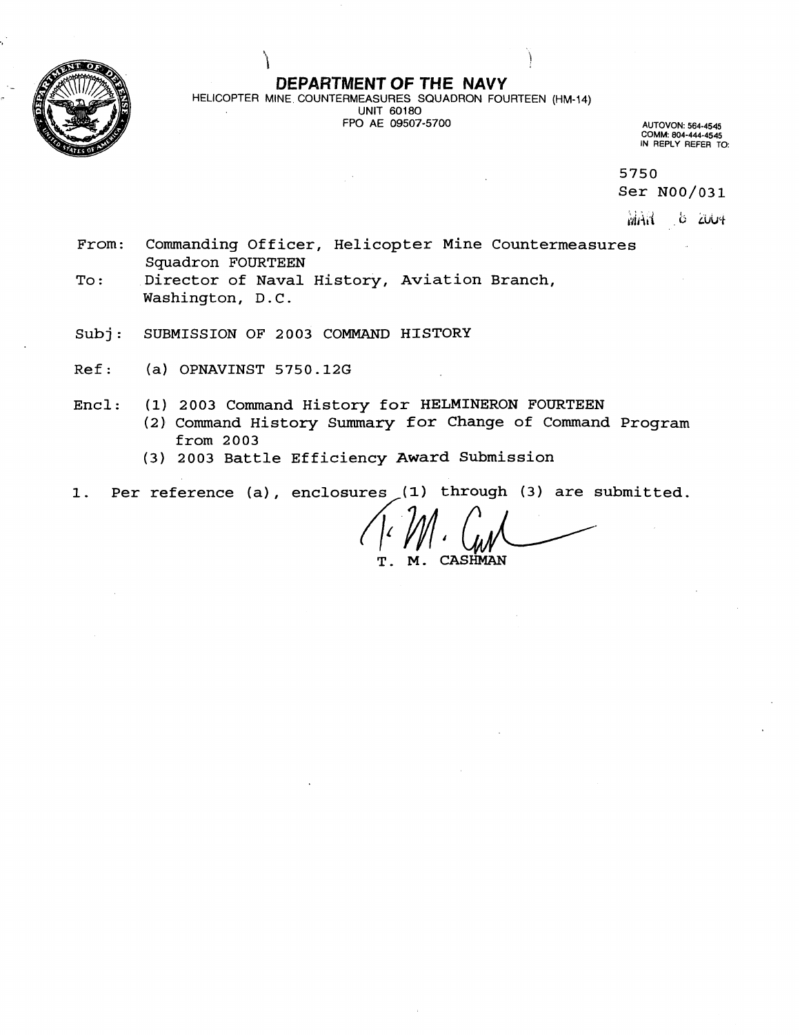# DEPARTMENT OF THE NAVY

HELICOPTER MINE COUNTERMEASURES SQUADRON FOURTEEN (HM-14)
UNIT 60180
FPO AE 09507-5700

AUTOVON: 564-4545
COMM: 804-444-4545
IN REPLY REFER TO:

5750
Ser N00/031
MAR 8 2004

From: Commanding Officer, Helicopter Mine Countermeasures Squadron FOURTEEN
To: Director of Naval History, Aviation Branch, Washington, D.C.

Subj: SUBMISSION OF 2003 COMMAND HISTORY

Ref: (a) OPNAVINST 5750.12G

Encl: (1) 2003 Command History for HELMINERON FOURTEEN
(2) Command History Summary for Change of Command Program from 2003
(3) 2003 Battle Efficiency Award Submission

1. Per reference (a), enclosures (1) through (3) are submitted.

T. M. CASHMAN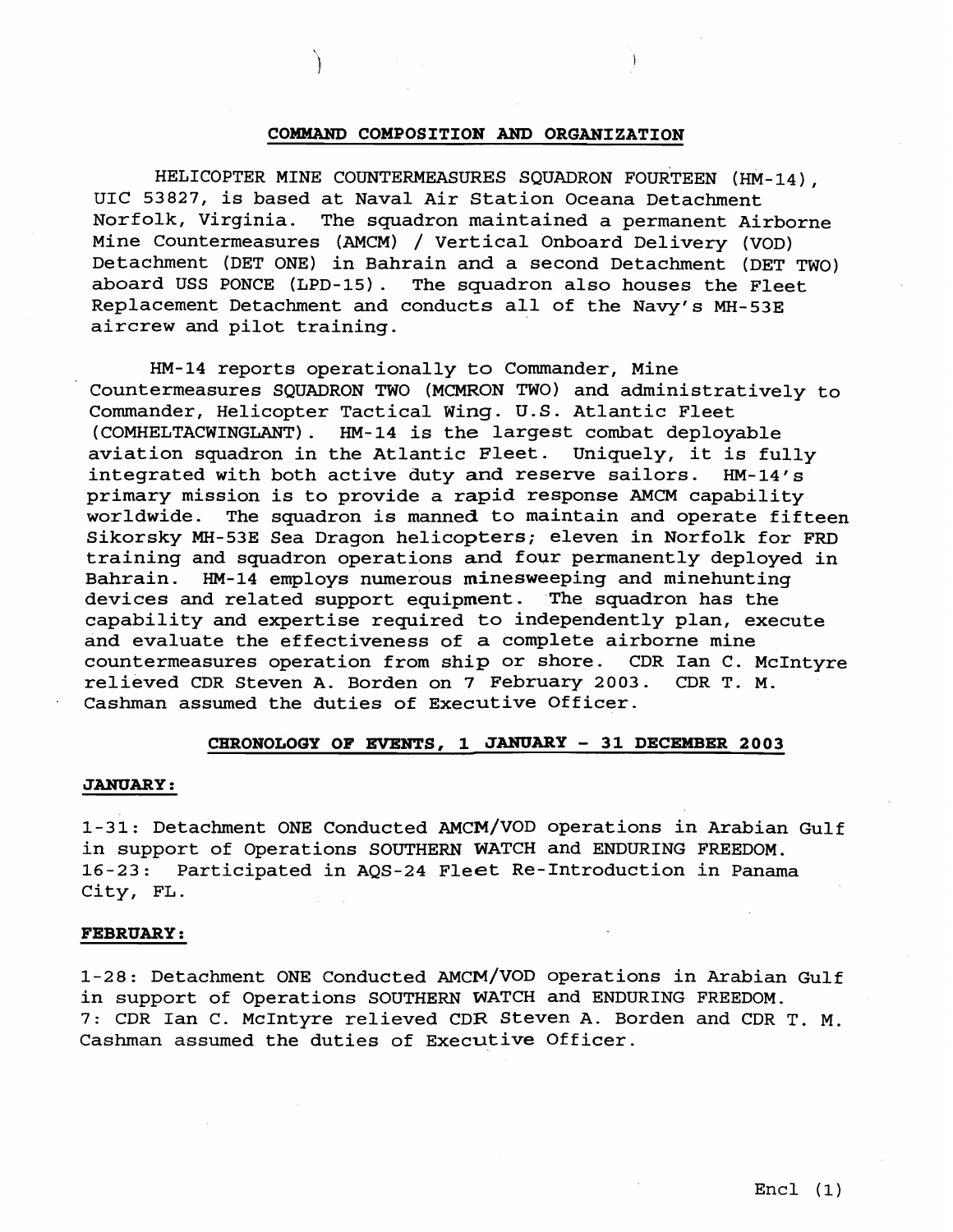## COMMAND COMPOSITION AND ORGANIZATION

HELICOPTER MINE COUNTERMEASURES SQUADRON FOURTEEN (HM-14), UIC 53827, is based at Naval Air Station Oceana Detachment Norfolk, Virginia. The squadron maintained a permanent Airborne Mine Countermeasures (AMCM) / Vertical Onboard Delivery (VOD) Detachment (DET ONE) in Bahrain and a second Detachment (DET TWO) aboard USS PONCE (LPD-15). The squadron also houses the Fleet Replacement Detachment and conducts all of the Navy's MH-53E aircrew and pilot training.

HM-14 reports operationally to Commander, Mine Countermeasures SQUADRON TWO (MCMRON TWO) and administratively to Commander, Helicopter Tactical Wing. U.S. Atlantic Fleet (COMHELTACWINGLANT). HM-14 is the largest combat deployable aviation squadron in the Atlantic Fleet. Uniquely, it is fully integrated with both active duty and reserve sailors. HM-14's primary mission is to provide a rapid response AMCM capability worldwide. The squadron is manned to maintain and operate fifteen Sikorsky MH-53E Sea Dragon helicopters; eleven in Norfolk for FRD training and squadron operations and four permanently deployed in Bahrain. HM-14 employs numerous minesweeping and minehunting devices and related support equipment. The squadron has the capability and expertise required to independently plan, execute and evaluate the effectiveness of a complete airborne mine countermeasures operation from ship or shore. CDR Ian C. McIntyre relieved CDR Steven A. Borden on 7 February 2003. CDR T. M. Cashman assumed the duties of Executive Officer.

## CHRONOLOGY OF EVENTS, 1 JANUARY - 31 DECEMBER 2003

### JANUARY:

1-31: Detachment ONE Conducted AMCM/VOD operations in Arabian Gulf in support of Operations SOUTHERN WATCH and ENDURING FREEDOM.
16-23: Participated in AQS-24 Fleet Re-Introduction in Panama City, FL.

### FEBRUARY:

1-28: Detachment ONE Conducted AMCM/VOD operations in Arabian Gulf in support of Operations SOUTHERN WATCH and ENDURING FREEDOM.
7: CDR Ian C. McIntyre relieved CDR Steven A. Borden and CDR T. M. Cashman assumed the duties of Executive Officer.

Encl (1)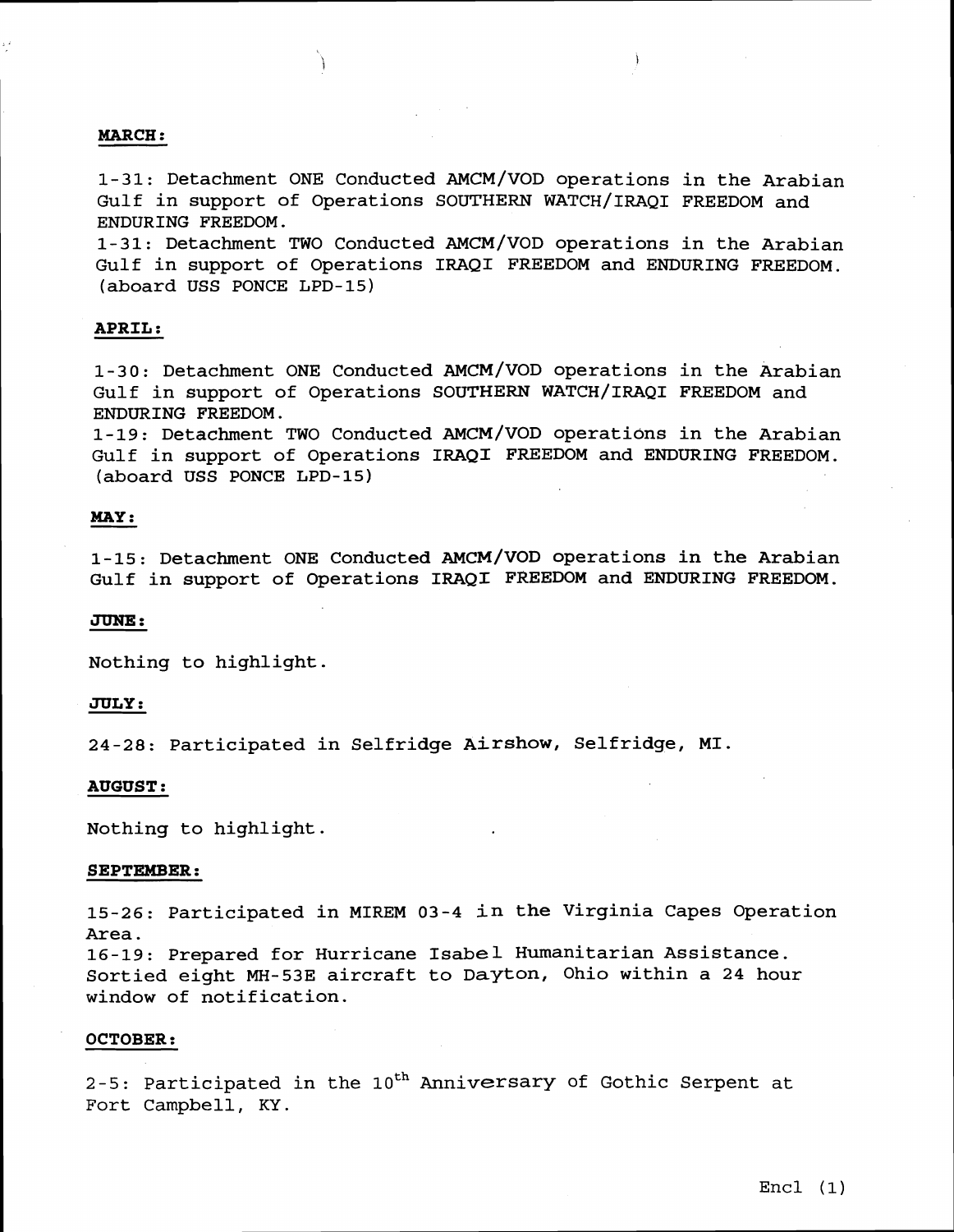**MARCH:**

1-31: Detachment ONE Conducted AMCM/VOD operations in the Arabian Gulf in support of Operations SOUTHERN WATCH/IRAQI FREEDOM and ENDURING FREEDOM.
1-31: Detachment TWO Conducted AMCM/VOD operations in the Arabian Gulf in support of Operations IRAQI FREEDOM and ENDURING FREEDOM. (aboard USS PONCE LPD-15)

**APRIL:**

1-30: Detachment ONE Conducted AMCM/VOD operations in the Arabian Gulf in support of Operations SOUTHERN WATCH/IRAQI FREEDOM and ENDURING FREEDOM.
1-19: Detachment TWO Conducted AMCM/VOD operations in the Arabian Gulf in support of Operations IRAQI FREEDOM and ENDURING FREEDOM. (aboard USS PONCE LPD-15)

**MAY:**

1-15: Detachment ONE Conducted AMCM/VOD operations in the Arabian Gulf in support of Operations IRAQI FREEDOM and ENDURING FREEDOM.

**JUNE:**

Nothing to highlight.

**JULY:**

24-28: Participated in Selfridge Airshow, Selfridge, MI.

**AUGUST:**

Nothing to highlight.

**SEPTEMBER:**

15-26: Participated in MIREM 03-4 in the Virginia Capes Operation Area.
16-19: Prepared for Hurricane Isabel Humanitarian Assistance. Sortied eight MH-53E aircraft to Dayton, Ohio within a 24 hour window of notification.

**OCTOBER:**

2-5: Participated in the 10th Anniversary of Gothic Serpent at Fort Campbell, KY.

Encl (1)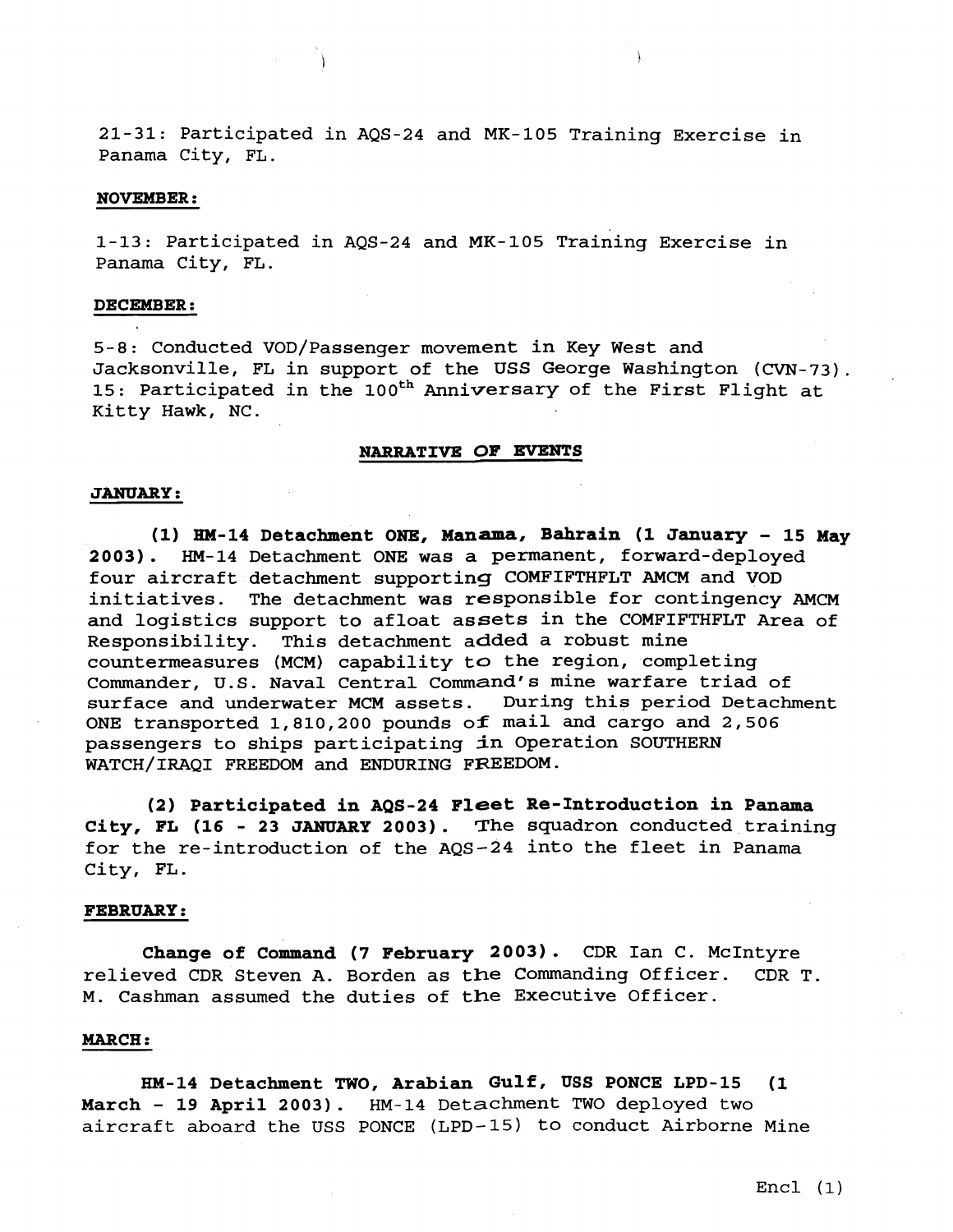21-31: Participated in AQS-24 and MK-105 Training Exercise in Panama City, FL.

**NOVEMBER:**

1-13: Participated in AQS-24 and MK-105 Training Exercise in Panama City, FL.

**DECEMBER:**

5-8: Conducted VOD/Passenger movement in Key West and Jacksonville, FL in support of the USS George Washington (CVN-73).
15: Participated in the 100th Anniversary of the First Flight at Kitty Hawk, NC.

**NARRATIVE OF EVENTS**

**JANUARY:**

**(1) HM-14 Detachment ONE, Manama, Bahrain (1 January - 15 May 2003).** HM-14 Detachment ONE was a permanent, forward-deployed four aircraft detachment supporting COMFIFTHFLT AMCM and VOD initiatives. The detachment was responsible for contingency AMCM and logistics support to afloat assets in the COMFIFTHFLT Area of Responsibility. This detachment added a robust mine countermeasures (MCM) capability to the region, completing Commander, U.S. Naval Central Command's mine warfare triad of surface and underwater MCM assets. During this period Detachment ONE transported 1,810,200 pounds of mail and cargo and 2,506 passengers to ships participating in Operation SOUTHERN WATCH/IRAQI FREEDOM and ENDURING FREEDOM.

**(2) Participated in AQS-24 Fleet Re-Introduction in Panama City, FL (16 - 23 JANUARY 2003).** The squadron conducted training for the re-introduction of the AQS-24 into the fleet in Panama City, FL.

**FEBRUARY:**

**Change of Command (7 February 2003).** CDR Ian C. McIntyre relieved CDR Steven A. Borden as the Commanding Officer. CDR T. M. Cashman assumed the duties of the Executive Officer.

**MARCH:**

**HM-14 Detachment TWO, Arabian Gulf, USS PONCE LPD-15 (1 March - 19 April 2003).** HM-14 Detachment TWO deployed two aircraft aboard the USS PONCE (LPD-15) to conduct Airborne Mine

Encl (1)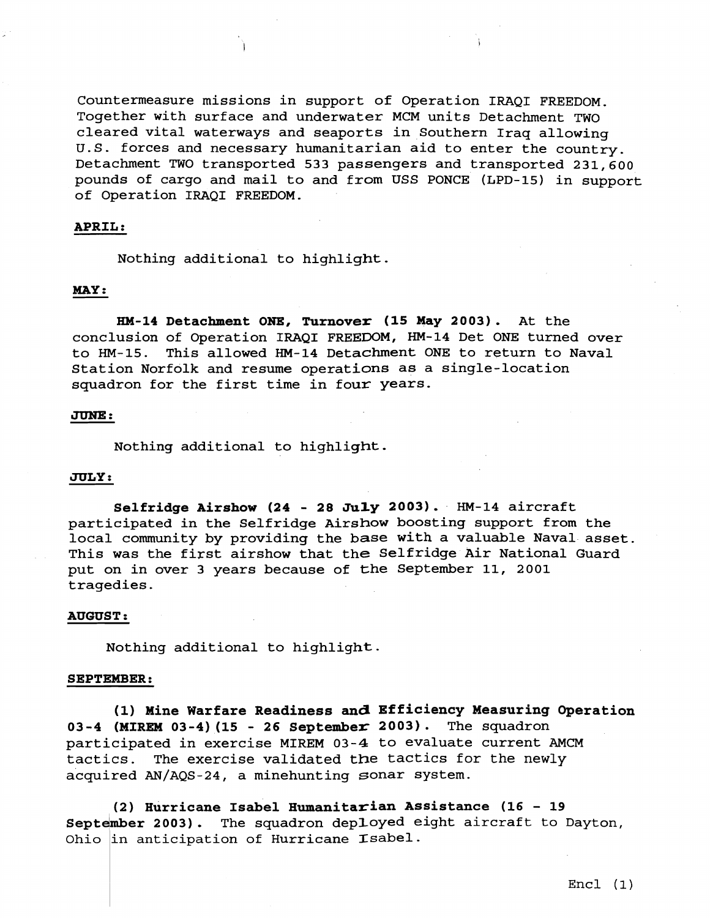Countermeasure missions in support of Operation IRAQI FREEDOM. Together with surface and underwater MCM units Detachment TWO cleared vital waterways and seaports in Southern Iraq allowing U.S. forces and necessary humanitarian aid to enter the country. Detachment TWO transported 533 passengers and transported 231,600 pounds of cargo and mail to and from USS PONCE (LPD-15) in support of Operation IRAQI FREEDOM.

**APRIL:**

Nothing additional to highlight.

**MAY:**

**HM-14 Detachment ONE, Turnover (15 May 2003).** At the conclusion of Operation IRAQI FREEDOM, HM-14 Det ONE turned over to HM-15. This allowed HM-14 Detachment ONE to return to Naval Station Norfolk and resume operations as a single-location squadron for the first time in four years.

**JUNE:**

Nothing additional to highlight.

**JULY:**

**Selfridge Airshow (24 - 28 July 2003).** HM-14 aircraft participated in the Selfridge Airshow boosting support from the local community by providing the base with a valuable Naval asset. This was the first airshow that the Selfridge Air National Guard put on in over 3 years because of the September 11, 2001 tragedies.

**AUGUST:**

Nothing additional to highlight.

**SEPTEMBER:**

**(1) Mine Warfare Readiness and Efficiency Measuring Operation 03-4 (MIREM 03-4) (15 - 26 September 2003).** The squadron participated in exercise MIREM 03-4 to evaluate current AMCM tactics. The exercise validated the tactics for the newly acquired AN/AQS-24, a minehunting sonar system.

**(2) Hurricane Isabel Humanitarian Assistance (16 - 19 September 2003).** The squadron deployed eight aircraft to Dayton, Ohio in anticipation of Hurricane Isabel.

Encl (1)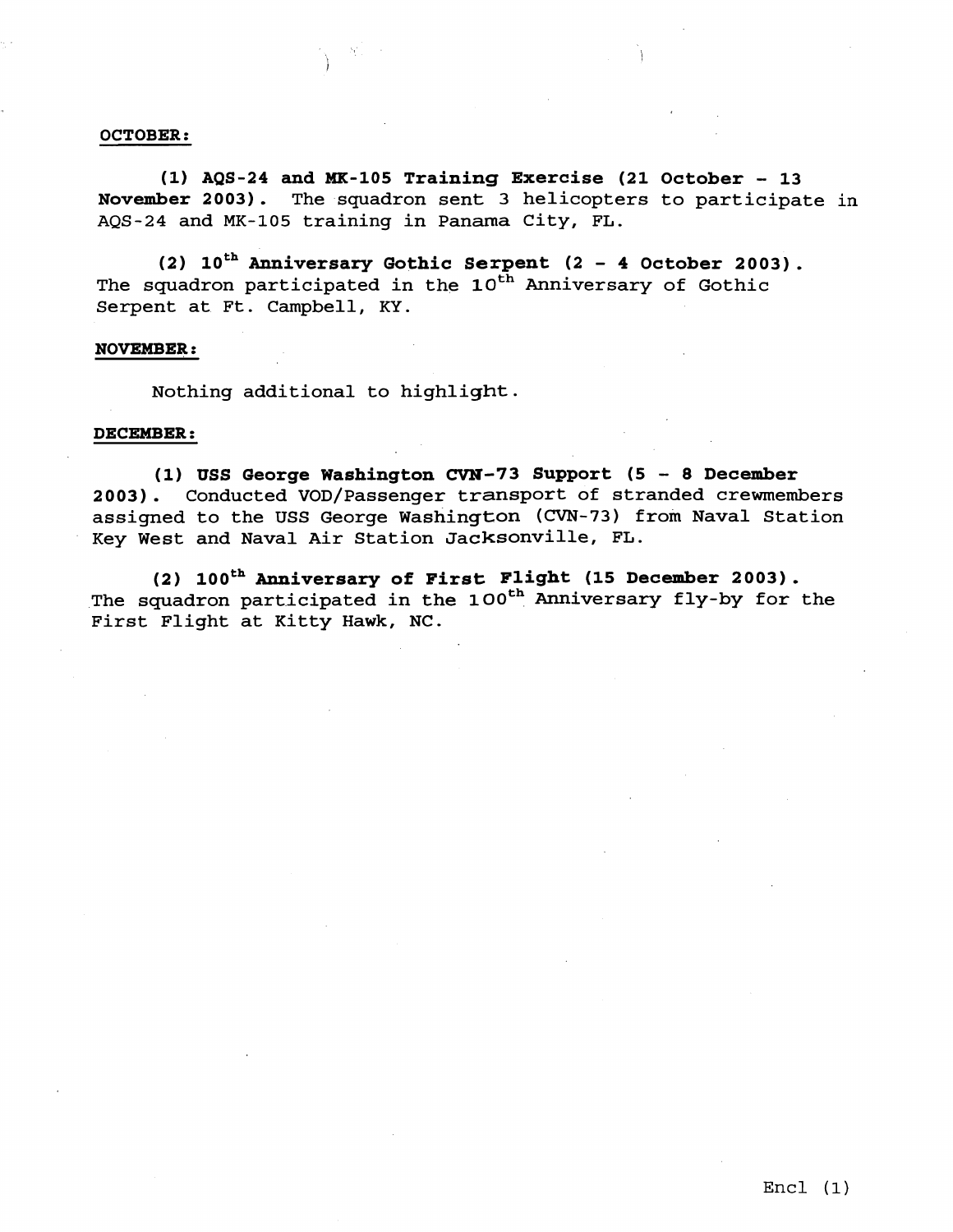**OCTOBER:**

**(1) AQS-24 and MK-105 Training Exercise (21 October - 13 November 2003).** The squadron sent 3 helicopters to participate in AQS-24 and MK-105 training in Panama City, FL.

**(2) 10th Anniversary Gothic Serpent (2 - 4 October 2003).** The squadron participated in the 10th Anniversary of Gothic Serpent at Ft. Campbell, KY.

**NOVEMBER:**

Nothing additional to highlight.

**DECEMBER:**

**(1) USS George Washington CVN-73 Support (5 - 8 December 2003).** Conducted VOD/Passenger transport of stranded crewmembers assigned to the USS George Washington (CVN-73) from Naval Station Key West and Naval Air Station Jacksonville, FL.

**(2) 100th Anniversary of First Flight (15 December 2003).** The squadron participated in the 100th Anniversary fly-by for the First Flight at Kitty Hawk, NC.

Encl (1)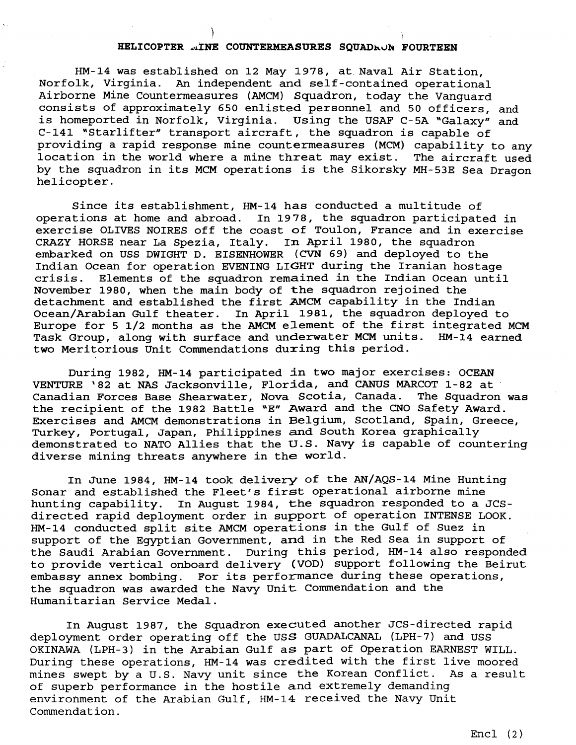## HELICOPTER MINE COUNTERMEASURES SQUADRON FOURTEEN

HM-14 was established on 12 May 1978, at Naval Air Station, Norfolk, Virginia. An independent and self-contained operational Airborne Mine Countermeasures (AMCM) Squadron, today the Vanguard consists of approximately 650 enlisted personnel and 50 officers, and is homeported in Norfolk, Virginia. Using the USAF C-5A "Galaxy" and C-141 "Starlifter" transport aircraft, the squadron is capable of providing a rapid response mine countermeasures (MCM) capability to any location in the world where a mine threat may exist. The aircraft used by the squadron in its MCM operations is the Sikorsky MH-53E Sea Dragon helicopter.

Since its establishment, HM-14 has conducted a multitude of operations at home and abroad. In 1978, the squadron participated in exercise OLIVES NOIRES off the coast of Toulon, France and in exercise CRAZY HORSE near La Spezia, Italy. In April 1980, the squadron embarked on USS DWIGHT D. EISENHOWER (CVN 69) and deployed to the Indian Ocean for operation EVENING LIGHT during the Iranian hostage crisis. Elements of the squadron remained in the Indian Ocean until November 1980, when the main body of the squadron rejoined the detachment and established the first AMCM capability in the Indian Ocean/Arabian Gulf theater. In April 1981, the squadron deployed to Europe for 5 1/2 months as the AMCM element of the first integrated MCM Task Group, along with surface and underwater MCM units. HM-14 earned two Meritorious Unit Commendations during this period.

During 1982, HM-14 participated in two major exercises: OCEAN VENTURE '82 at NAS Jacksonville, Florida, and CANUS MARCOT 1-82 at Canadian Forces Base Shearwater, Nova Scotia, Canada. The Squadron was the recipient of the 1982 Battle "E" Award and the CNO Safety Award. Exercises and AMCM demonstrations in Belgium, Scotland, Spain, Greece, Turkey, Portugal, Japan, Philippines and South Korea graphically demonstrated to NATO Allies that the U.S. Navy is capable of countering diverse mining threats anywhere in the world.

In June 1984, HM-14 took delivery of the AN/AQS-14 Mine Hunting Sonar and established the Fleet's first operational airborne mine hunting capability. In August 1984, the squadron responded to a JCS-directed rapid deployment order in support of operation INTENSE LOOK. HM-14 conducted split site AMCM operations in the Gulf of Suez in support of the Egyptian Government, and in the Red Sea in support of the Saudi Arabian Government. During this period, HM-14 also responded to provide vertical onboard delivery (VOD) support following the Beirut embassy annex bombing. For its performance during these operations, the squadron was awarded the Navy Unit Commendation and the Humanitarian Service Medal.

In August 1987, the Squadron executed another JCS-directed rapid deployment order operating off the USS GUADALCANAL (LPH-7) and USS OKINAWA (LPH-3) in the Arabian Gulf as part of Operation EARNEST WILL. During these operations, HM-14 was credited with the first live moored mines swept by a U.S. Navy unit since the Korean Conflict. As a result of superb performance in the hostile and extremely demanding environment of the Arabian Gulf, HM-14 received the Navy Unit Commendation.

Encl (2)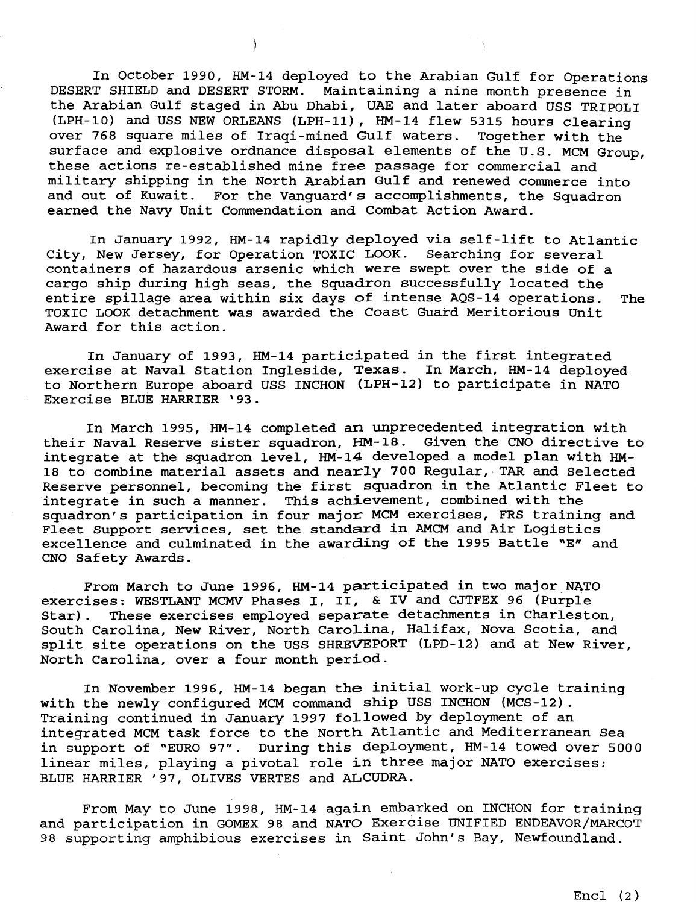In October 1990, HM-14 deployed to the Arabian Gulf for Operations DESERT SHIELD and DESERT STORM. Maintaining a nine month presence in the Arabian Gulf staged in Abu Dhabi, UAE and later aboard USS TRIPOLI (LPH-10) and USS NEW ORLEANS (LPH-11), HM-14 flew 5315 hours clearing over 768 square miles of Iraqi-mined Gulf waters. Together with the surface and explosive ordnance disposal elements of the U.S. MCM Group, these actions re-established mine free passage for commercial and military shipping in the North Arabian Gulf and renewed commerce into and out of Kuwait. For the Vanguard's accomplishments, the Squadron earned the Navy Unit Commendation and Combat Action Award.

In January 1992, HM-14 rapidly deployed via self-lift to Atlantic City, New Jersey, for Operation TOXIC LOOK. Searching for several containers of hazardous arsenic which were swept over the side of a cargo ship during high seas, the Squadron successfully located the entire spillage area within six days of intense AQS-14 operations. The TOXIC LOOK detachment was awarded the Coast Guard Meritorious Unit Award for this action.

In January of 1993, HM-14 participated in the first integrated exercise at Naval Station Ingleside, Texas. In March, HM-14 deployed to Northern Europe aboard USS INCHON (LPH-12) to participate in NATO Exercise BLUE HARRIER '93.

In March 1995, HM-14 completed an unprecedented integration with their Naval Reserve sister squadron, HM-18. Given the CNO directive to integrate at the squadron level, HM-14 developed a model plan with HM-18 to combine material assets and nearly 700 Regular, TAR and Selected Reserve personnel, becoming the first squadron in the Atlantic Fleet to integrate in such a manner. This achievement, combined with the squadron's participation in four major MCM exercises, FRS training and Fleet Support services, set the standard in AMCM and Air Logistics excellence and culminated in the awarding of the 1995 Battle "E" and CNO Safety Awards.

From March to June 1996, HM-14 participated in two major NATO exercises: WESTLANT MCMV Phases I, II, & IV and CJTFEX 96 (Purple Star). These exercises employed separate detachments in Charleston, South Carolina, New River, North Carolina, Halifax, Nova Scotia, and split site operations on the USS SHREVEPORT (LPD-12) and at New River, North Carolina, over a four month period.

In November 1996, HM-14 began the initial work-up cycle training with the newly configured MCM command ship USS INCHON (MCS-12). Training continued in January 1997 followed by deployment of an integrated MCM task force to the North Atlantic and Mediterranean Sea in support of "EURO 97". During this deployment, HM-14 towed over 5000 linear miles, playing a pivotal role in three major NATO exercises: BLUE HARRIER '97, OLIVES VERTES and ALCUDRA.

From May to June 1998, HM-14 again embarked on INCHON for training and participation in GOMEX 98 and NATO Exercise UNIFIED ENDEAVOR/MARCOT 98 supporting amphibious exercises in Saint John's Bay, Newfoundland.

Encl (2)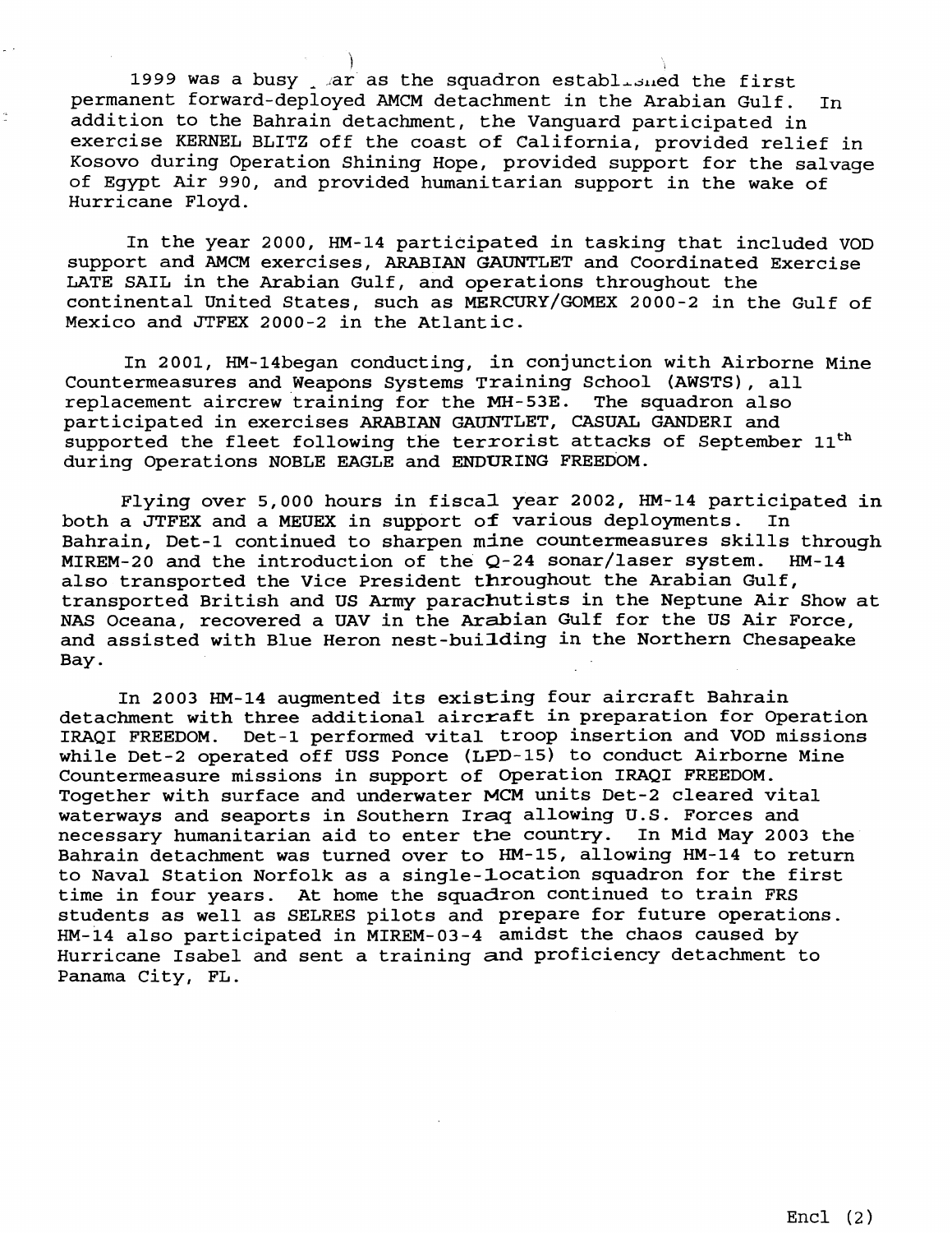1999 was a busy year as the squadron established the first permanent forward-deployed AMCM detachment in the Arabian Gulf. In addition to the Bahrain detachment, the Vanguard participated in exercise KERNEL BLITZ off the coast of California, provided relief in Kosovo during Operation Shining Hope, provided support for the salvage of Egypt Air 990, and provided humanitarian support in the wake of Hurricane Floyd.

In the year 2000, HM-14 participated in tasking that included VOD support and AMCM exercises, ARABIAN GAUNTLET and Coordinated Exercise LATE SAIL in the Arabian Gulf, and operations throughout the continental United States, such as MERCURY/GOMEX 2000-2 in the Gulf of Mexico and JTFEX 2000-2 in the Atlantic.

In 2001, HM-14began conducting, in conjunction with Airborne Mine Countermeasures and Weapons Systems Training School (AWSTS), all replacement aircrew training for the MH-53E. The squadron also participated in exercises ARABIAN GAUNTLET, CASUAL GANDERI and supported the fleet following the terrorist attacks of September 11th during Operations NOBLE EAGLE and ENDURING FREEDOM.

Flying over 5,000 hours in fiscal year 2002, HM-14 participated in both a JTFEX and a MEUEX in support of various deployments. In Bahrain, Det-1 continued to sharpen mine countermeasures skills through MIREM-20 and the introduction of the Q-24 sonar/laser system. HM-14 also transported the Vice President throughout the Arabian Gulf, transported British and US Army parachutists in the Neptune Air Show at NAS Oceana, recovered a UAV in the Arabian Gulf for the US Air Force, and assisted with Blue Heron nest-building in the Northern Chesapeake Bay.

In 2003 HM-14 augmented its existing four aircraft Bahrain detachment with three additional aircraft in preparation for Operation IRAQI FREEDOM. Det-1 performed vital troop insertion and VOD missions while Det-2 operated off USS Ponce (LPD-15) to conduct Airborne Mine Countermeasure missions in support of Operation IRAQI FREEDOM. Together with surface and underwater MCM units Det-2 cleared vital waterways and seaports in Southern Iraq allowing U.S. Forces and necessary humanitarian aid to enter the country. In Mid May 2003 the Bahrain detachment was turned over to HM-15, allowing HM-14 to return to Naval Station Norfolk as a single-location squadron for the first time in four years. At home the squadron continued to train FRS students as well as SELRES pilots and prepare for future operations. HM-14 also participated in MIREM-03-4 amidst the chaos caused by Hurricane Isabel and sent a training and proficiency detachment to Panama City, FL.

Encl (2)